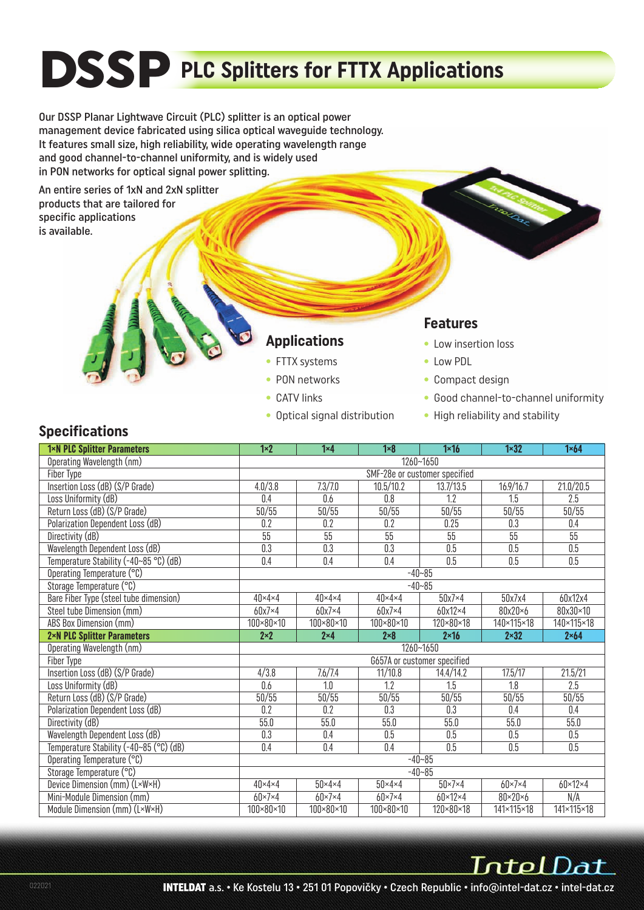# DSSP PLC Splitters for FTTX Applications

Our DSSP Planar Lightwave Circuit (PLC) splitter is an optical power management device fabricated using silica optical waveguide technology. It features small size, high reliability, wide operating wavelength range and good channel-to-channel uniformity, and is widely used in PON networks for optical signal power splitting.

An entire series of 1xN and 2xN splitter products that are tailored for specific applications is available.

### Applications

- FTTX systems
- PON networks
- CATV links
- Optical signal distribution

### Features

- Low insertion loss
- Low PDL
- Compact design
- Good channel-to-channel uniformity
- High reliability and stability

## Specifications

| 1×N PLC Splitter Parameters | 1×2 | 1×4 | 1×8 | 1×16 | 1×32 | 1×64 |
|---|---|---|---|---|---|---|
| Operating Wavelength (nm) | 1260~1650 | | | | | |
| Fiber Type | SMF-28e or customer specified | | | | | |
| Insertion Loss (dB) (S/P Grade) | 4.0/3.8 | 7.3/7.0 | 10.5/10.2 | 13.7/13.5 | 16.9/16.7 | 21.0/20.5 |
| Loss Uniformity (dB) | 0.4 | 0.6 | 0.8 | 1.2 | 1.5 | 2.5 |
| Return Loss (dB) (S/P Grade) | 50/55 | 50/55 | 50/55 | 50/55 | 50/55 | 50/55 |
| Polarization Dependent Loss (dB) | 0.2 | 0.2 | 0.2 | 0.25 | 0.3 | 0.4 |
| Directivity (dB) | 55 | 55 | 55 | 55 | 55 | 55 |
| Wavelength Dependent Loss (dB) | 0.3 | 0.3 | 0.3 | 0.5 | 0.5 | 0.5 |
| Temperature Stability (-40~85 °C) (dB) | 0.4 | 0.4 | 0.4 | 0.5 | 0.5 | 0.5 |
| Operating Temperature (°C) | -40~85 | | | | | |
| Storage Temperature (°C) | -40~85 | | | | | |
| Bare Fiber Type (steel tube dimension) | 40×4×4 | 40×4×4 | 40×4×4 | 50x7×4 | 50x7x4 | 60x12x4 |
| Steel tube Dimension (mm) | 60x7×4 | 60x7×4 | 60x7×4 | 60x12×4 | 80x20×6 | 80x30×10 |
| ABS Box Dimension (mm) | 100×80×10 | 100×80×10 | 100×80×10 | 120×80×18 | 140×115×18 | 140×115×18 |
| **2×N PLC Splitter Parameters** | **2×2** | **2×4** | **2×8** | **2×16** | **2×32** | **2×64** |
| Operating Wavelength (nm) | 1260~1650 | | | | | |
| Fiber Type | G657A or customer specified | | | | | |
| Insertion Loss (dB) (S/P Grade) | 4/3.8 | 7.6/7.4 | 11/10.8 | 14.4/14.2 | 17.5/17 | 21.5/21 |
| Loss Uniformity (dB) | 0.6 | 1.0 | 1.2 | 1.5 | 1.8 | 2.5 |
| Return Loss (dB) (S/P Grade) | 50/55 | 50/55 | 50/55 | 50/55 | 50/55 | 50/55 |
| Polarization Dependent Loss (dB) | 0.2 | 0.2 | 0.3 | 0.3 | 0.4 | 0.4 |
| Directivity (dB) | 55.0 | 55.0 | 55.0 | 55.0 | 55.0 | 55.0 |
| Wavelength Dependent Loss (dB) | 0.3 | 0.4 | 0.5 | 0.5 | 0.5 | 0.5 |
| Temperature Stability (-40~85 (°C) (dB) | 0.4 | 0.4 | 0.4 | 0.5 | 0.5 | 0.5 |
| Operating Temperature (°C) | -40~85 | | | | | |
| Storage Temperature (°C) | -40~85 | | | | | |
| Device Dimension (mm) (L×W×H) | 40×4×4 | 50×4×4 | 50×4×4 | 50×7×4 | 60×7×4 | 60×12×4 |
| Mini-Module Dimension (mm) | 60×7×4 | 60×7×4 | 60×7×4 | 60×12×4 | 80×20×6 | N/A |
| Module Dimension (mm) (L×W×H) | 100×80×10 | 100×80×10 | 100×80×10 | 120×80×18 | 141×115×18 | 141×115×18 |

**INTELDAT** a.s. • Ke Kostelu 13 • 251 01 Popovičky • Czech Republic • info@intel-dat.cz • intel-dat.cz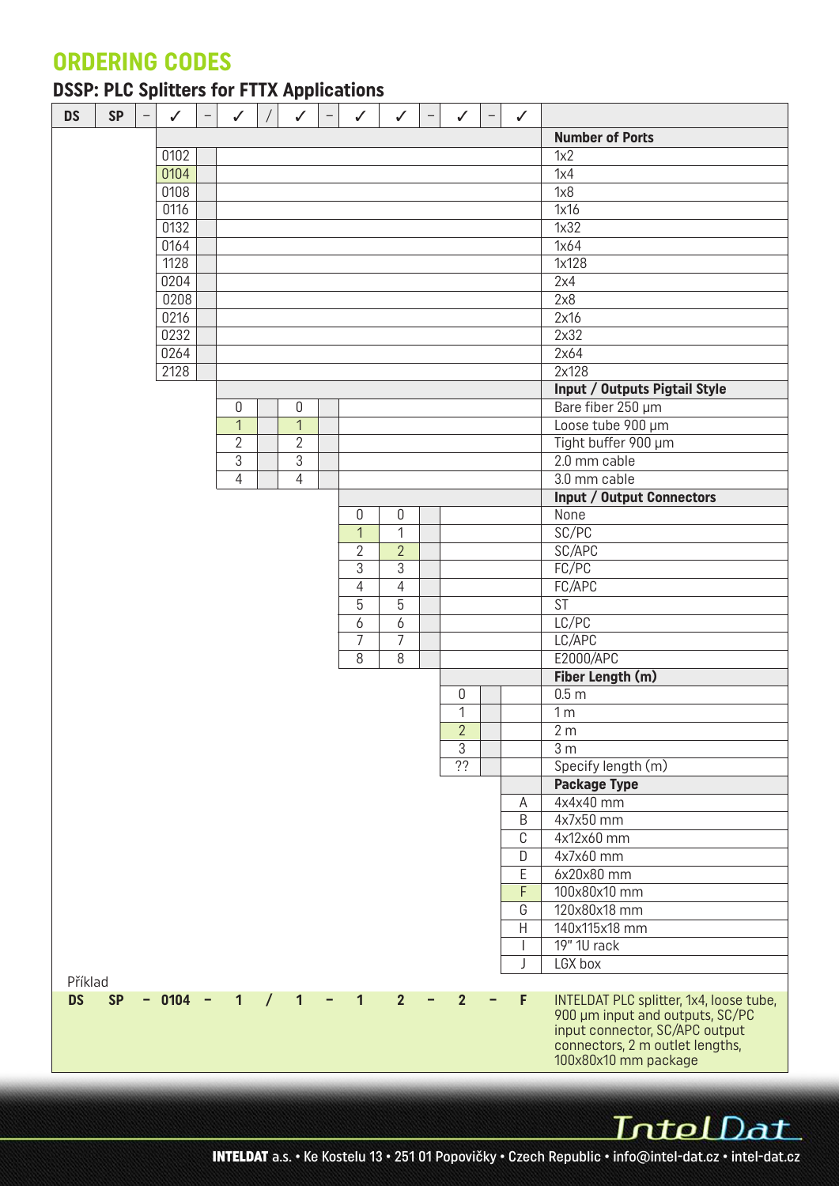# ORDERING CODES

## DSSP: PLC Splitters for FTTX Applications

| DS | SP | – | ✓ | – | ✓ | / | ✓ | – | ✓ | ✓ | – | ✓ | – | ✓ | |
|---|---|---|---|---|---|---|---|---|---|---|---|---|---|---|---|
| | | | | | | | | | | | | | | | **Number of Ports** |
| | | | 0102 | | | | | | | | | | | | 1x2 |
| | | | 0104 | | | | | | | | | | | | 1x4 |
| | | | 0108 | | | | | | | | | | | | 1x8 |
| | | | 0116 | | | | | | | | | | | | 1x16 |
| | | | 0132 | | | | | | | | | | | | 1x32 |
| | | | 0164 | | | | | | | | | | | | 1x64 |
| | | | 1128 | | | | | | | | | | | | 1x128 |
| | | | 0204 | | | | | | | | | | | | 2x4 |
| | | | 0208 | | | | | | | | | | | | 2x8 |
| | | | 0216 | | | | | | | | | | | | 2x16 |
| | | | 0232 | | | | | | | | | | | | 2x32 |
| | | | 0264 | | | | | | | | | | | | 2x64 |
| | | | 2128 | | | | | | | | | | | | 2x128 |
| | | | | | | | | | | | | | | | **Input / Outputs Pigtail Style** |
| | | | | | 0 | | 0 | | | | | | | | Bare fiber 250 µm |
| | | | | | 1 | | 1 | | | | | | | | Loose tube 900 µm |
| | | | | | 2 | | 2 | | | | | | | | Tight buffer 900 µm |
| | | | | | 3 | | 3 | | | | | | | | 2.0 mm cable |
| | | | | | 4 | | 4 | | | | | | | | 3.0 mm cable |
| | | | | | | | | | | | | | | | **Input / Output Connectors** |
| | | | | | | | | | 0 | 0 | | | | | None |
| | | | | | | | | | 1 | 1 | | | | | SC/PC |
| | | | | | | | | | 2 | 2 | | | | | SC/APC |
| | | | | | | | | | 3 | 3 | | | | | FC/PC |
| | | | | | | | | | 4 | 4 | | | | | FC/APC |
| | | | | | | | | | 5 | 5 | | | | | ST |
| | | | | | | | | | 6 | 6 | | | | | LC/PC |
| | | | | | | | | | 7 | 7 | | | | | LC/APC |
| | | | | | | | | | 8 | 8 | | | | | E2000/APC |
| | | | | | | | | | | | | | | | **Fiber Length (m)** |
| | | | | | | | | | | | | 0 | | | 0.5 m |
| | | | | | | | | | | | | 1 | | | 1 m |
| | | | | | | | | | | | | 2 | | | 2 m |
| | | | | | | | | | | | | 3 | | | 3 m |
| | | | | | | | | | | | | ?? | | | Specify length (m) |
| | | | | | | | | | | | | | | | **Package Type** |
| | | | | | | | | | | | | | | A | 4x4x40 mm |
| | | | | | | | | | | | | | | B | 4x7x50 mm |
| | | | | | | | | | | | | | | C | 4x12x60 mm |
| | | | | | | | | | | | | | | D | 4x7x60 mm |
| | | | | | | | | | | | | | | E | 6x20x80 mm |
| | | | | | | | | | | | | | | F | 100x80x10 mm |
| | | | | | | | | | | | | | | G | 120x80x18 mm |
| | | | | | | | | | | | | | | H | 140x115x18 mm |
| | | | | | | | | | | | | | | I | 19" 1U rack |
| | | | | | | | | | | | | | | J | LGX box |
| Příklad | | | | | | | | | | | | | | | |
| **DS** | **SP** | **–** | **0104** | **–** | **1** | **/** | **1** | **–** | **1** | **2** | **–** | **2** | **–** | **F** | INTELDAT PLC splitter, 1x4, loose tube, 900 µm input and outputs, SC/PC input connector, SC/APC output connectors, 2 m outlet lengths, 100x80x10 mm package |

**INTELDAT** a.s. • Ke Kostelu 13 • 251 01 Popovičky • Czech Republic • info@intel-dat.cz • intel-dat.cz